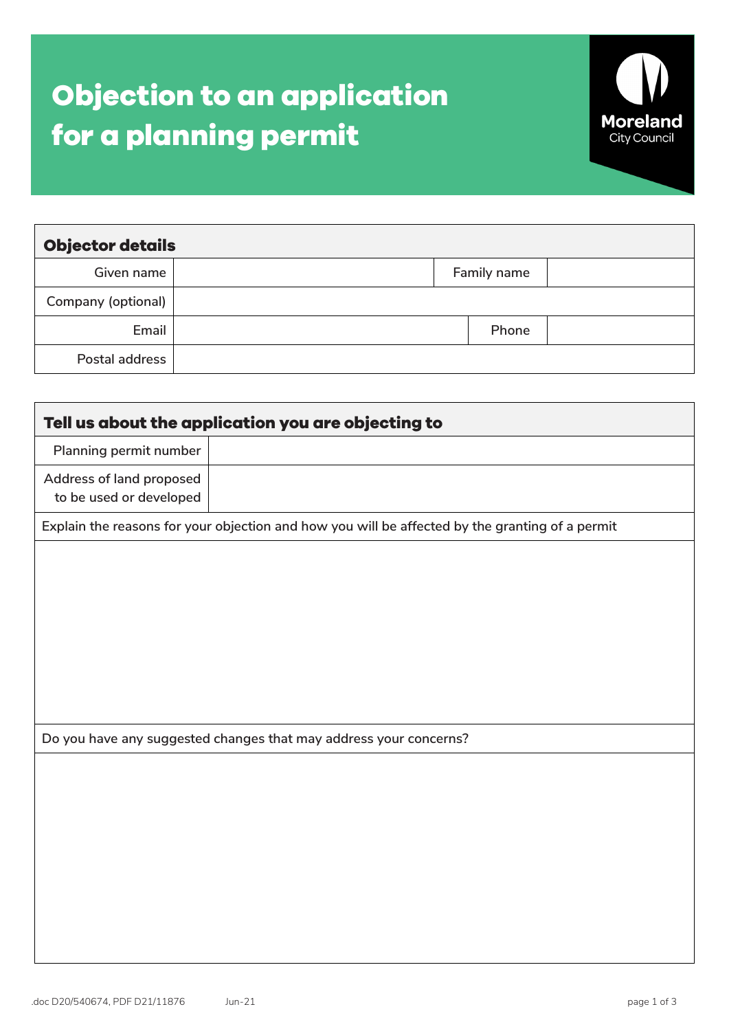# Objection to an application for a planning permit

Moreland City Council

## Objector details

| Given name | | Family name | |
|---|---|---|---|
| Company (optional) | | | |
| Email | | Phone | |
| Postal address | | | |

## Tell us about the application you are objecting to

| Planning permit number | |
|---|---|
| Address of land proposed to be used or developed | |

Explain the reasons for your objection and how you will be affected by the granting of a permit

Do you have any suggested changes that may address your concerns?

.doc D20/540674, PDF D21/11876 Jun-21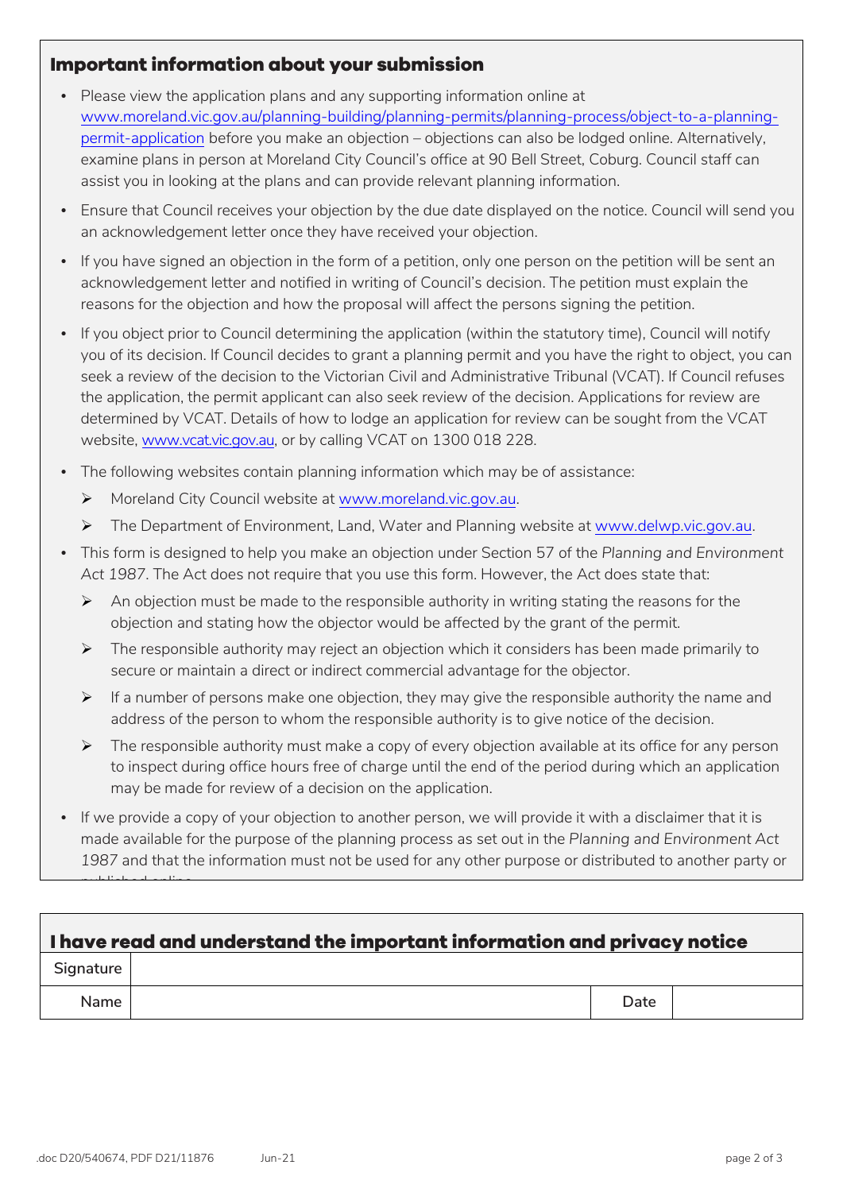## Important information about your submission

- Please view the application plans and any supporting information online at [www.moreland.vic.gov.au/planning-building/planning-permits/planning-process/object-to-a-planning-permit-application](www.moreland.vic.gov.au/planning-building/planning-permits/planning-process/object-to-a-planning-permit-application) before you make an objection – objections can also be lodged online. Alternatively, examine plans in person at Moreland City Council's office at 90 Bell Street, Coburg. Council staff can assist you in looking at the plans and can provide relevant planning information.
- Ensure that Council receives your objection by the due date displayed on the notice. Council will send you an acknowledgement letter once they have received your objection.
- If you have signed an objection in the form of a petition, only one person on the petition will be sent an acknowledgement letter and notified in writing of Council's decision. The petition must explain the reasons for the objection and how the proposal will affect the persons signing the petition.
- If you object prior to Council determining the application (within the statutory time), Council will notify you of its decision. If Council decides to grant a planning permit and you have the right to object, you can seek a review of the decision to the Victorian Civil and Administrative Tribunal (VCAT). If Council refuses the application, the permit applicant can also seek review of the decision. Applications for review are determined by VCAT. Details of how to lodge an application for review can be sought from the VCAT website, [www.vcat.vic.gov.au](www.vcat.vic.gov.au), or by calling VCAT on 1300 018 228.
- The following websites contain planning information which may be of assistance:
  - Moreland City Council website at [www.moreland.vic.gov.au](www.moreland.vic.gov.au).
  - The Department of Environment, Land, Water and Planning website at [www.delwp.vic.gov.au](www.delwp.vic.gov.au).
- This form is designed to help you make an objection under Section 57 of the *Planning and Environment Act 1987*. The Act does not require that you use this form. However, the Act does state that:
  - An objection must be made to the responsible authority in writing stating the reasons for the objection and stating how the objector would be affected by the grant of the permit.
  - The responsible authority may reject an objection which it considers has been made primarily to secure or maintain a direct or indirect commercial advantage for the objector.
  - If a number of persons make one objection, they may give the responsible authority the name and address of the person to whom the responsible authority is to give notice of the decision.
  - The responsible authority must make a copy of every objection available at its office for any person to inspect during office hours free of charge until the end of the period during which an application may be made for review of a decision on the application.
- If we provide a copy of your objection to another person, we will provide it with a disclaimer that it is made available for the purpose of the planning process as set out in the *Planning and Environment Act 1987* and that the information must not be used for any other purpose or distributed to another party or published online.

## I have read and understand the important information and privacy notice

| Signature | | | |
|---|---|---|---|
| Name | | Date | |

.doc D20/540674, PDF D21/11876 Jun-21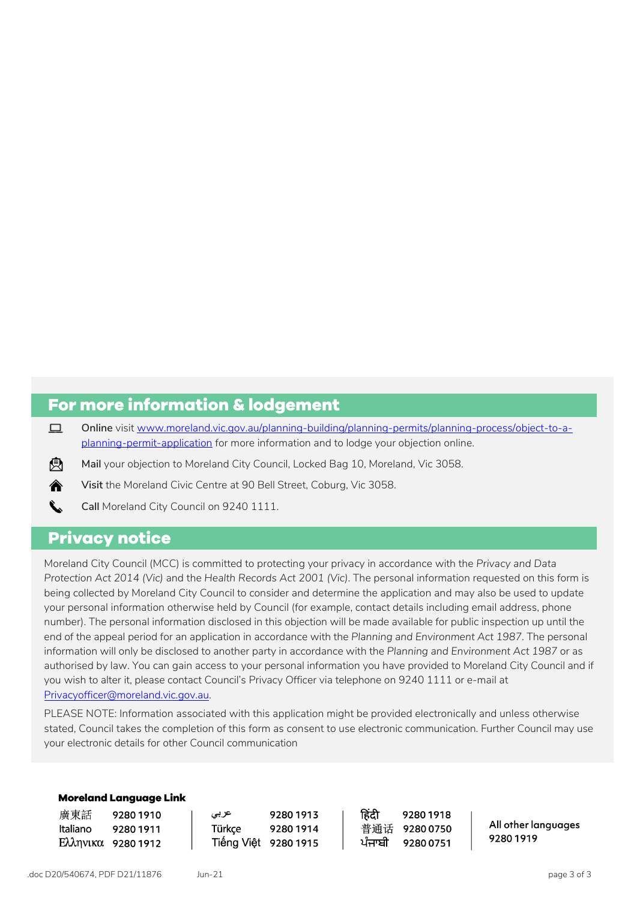## For more information & lodgement

- **Online** visit [www.moreland.vic.gov.au/planning-building/planning-permits/planning-process/object-to-a-planning-permit-application](www.moreland.vic.gov.au/planning-building/planning-permits/planning-process/object-to-a-planning-permit-application) for more information and to lodge your objection online.
- **Mail** your objection to Moreland City Council, Locked Bag 10, Moreland, Vic 3058.
- **Visit** the Moreland Civic Centre at 90 Bell Street, Coburg, Vic 3058.
- **Call** Moreland City Council on 9240 1111.

## Privacy notice

Moreland City Council (MCC) is committed to protecting your privacy in accordance with the *Privacy and Data Protection Act 2014 (Vic)* and the *Health Records Act 2001 (Vic)*. The personal information requested on this form is being collected by Moreland City Council to consider and determine the application and may also be used to update your personal information otherwise held by Council (for example, contact details including email address, phone number). The personal information disclosed in this objection will be made available for public inspection up until the end of the appeal period for an application in accordance with the *Planning and Environment Act 1987*. The personal information will only be disclosed to another party in accordance with the *Planning and Environment Act 1987* or as authorised by law. You can gain access to your personal information you have provided to Moreland City Council and if you wish to alter it, please contact Council's Privacy Officer via telephone on 9240 1111 or e-mail at [Privacyofficer@moreland.vic.gov.au](mailto:Privacyofficer@moreland.vic.gov.au).

PLEASE NOTE: Information associated with this application might be provided electronically and unless otherwise stated, Council takes the completion of this form as consent to use electronic communication. Further Council may use your electronic details for other Council communication

**Moreland Language Link**

| | | | | | | |
|---|---|---|---|---|---|---|
| 廣東話 | 9280 1910 | عربي | 9280 1913 | हिंदी | 9280 1918 | All other languages 9280 1919 |
| Italiano | 9280 1911 | Türkçe | 9280 1914 | 普通话 | 9280 0750 | |
| Ελληνικα | 9280 1912 | Tiếng Việt | 9280 1915 | ਪੰਜਾਬੀ | 9280 0751 | |

.doc D20/540674, PDF D21/11876 Jun-21